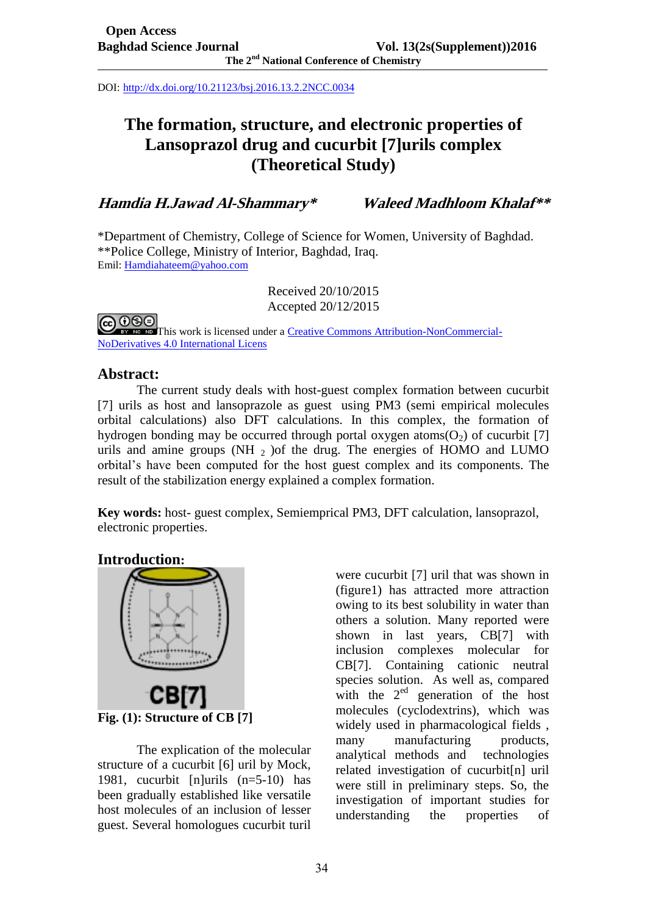DOI: http://dx.doi.org/10.21123/bsj.2016.13.2.2NCC.0034

# The formation, structure, and electronic properties of Lansoprazol drug and cucurbit [7]urils complex (Theoretical Study)

***Hamdia H.Jawad Al-Shammary**** ***Waleed Madhloom Khalaf*****

*Department of Chemistry, College of Science for Women, University of Baghdad.
**Police College, Ministry of Interior, Baghdad, Iraq.
Emil: Hamdiahateem@yahoo.com

Received 20/10/2015
Accepted 20/12/2015

This work is licensed under a Creative Commons Attribution-NonCommercial-NoDerivatives 4.0 International Licens

## Abstract:

The current study deals with host-guest complex formation between cucurbit [7] urils as host and lansoprazole as guest using PM3 (semi empirical molecules orbital calculations) also DFT calculations. In this complex, the formation of hydrogen bonding may be occurred through portal oxygen atoms($O_2$) of cucurbit [7] urils and amine groups ($NH_2$ )of the drug. The energies of HOMO and LUMO orbital's have been computed for the host guest complex and its components. The result of the stabilization energy explained a complex formation.

**Key words:** host- guest complex, Semiemprical PM3, DFT calculation, lansoprazol, electronic properties.

## Introduction:

**Fig. (1): Structure of CB [7]**

The explication of the molecular structure of a cucurbit [6] uril by Mock, 1981, cucurbit [n]urils (n=5-10) has been gradually established like versatile host molecules of an inclusion of lesser guest. Several homologues cucurbit turil were cucurbit [7] uril that was shown in (figure1) has attracted more attraction owing to its best solubility in water than others a solution. Many reported were shown in last years, CB[7] with inclusion complexes molecular for CB[7]. Containing cationic neutral species solution. As well as, compared with the 2[ed] generation of the host molecules (cyclodextrins), which was widely used in pharmacological fields , many manufacturing products, analytical methods and technologies related investigation of cucurbit[n] uril were still in preliminary steps. So, the investigation of important studies for understanding the properties of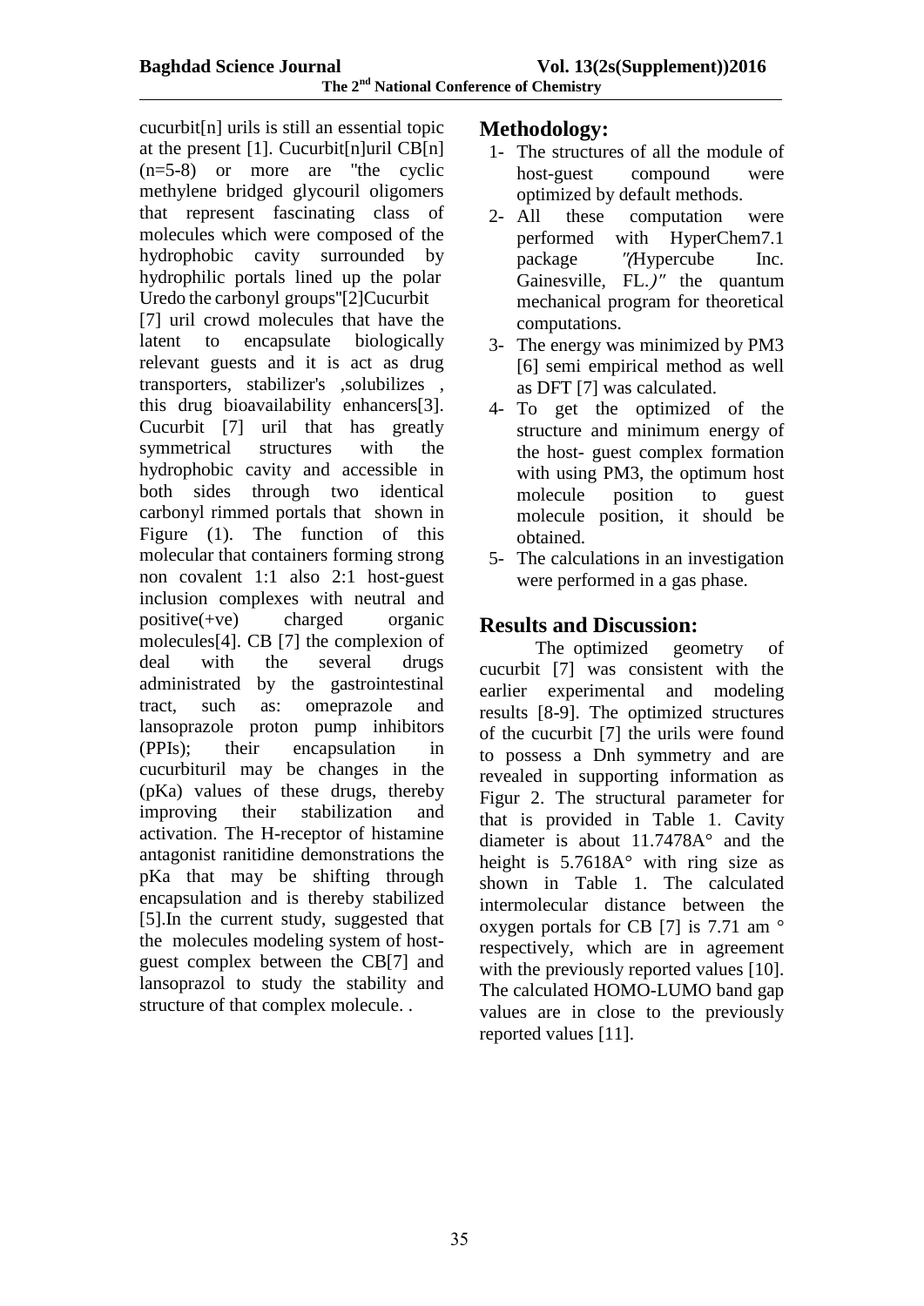cucurbit[n] urils is still an essential topic at the present [1]. Cucurbit[n]uril CB[n] (n=5-8) or more are "the cyclic methylene bridged glycouril oligomers that represent fascinating class of molecules which were composed of the hydrophobic cavity surrounded by hydrophilic portals lined up the polar Uredo the carbonyl groups"[2]Cucurbit [7] uril crowd molecules that have the latent to encapsulate biologically relevant guests and it is act as drug transporters, stabilizer's ,solubilizes , this drug bioavailability enhancers[3]. Cucurbit [7] uril that has greatly symmetrical structures with the hydrophobic cavity and accessible in both sides through two identical carbonyl rimmed portals that shown in Figure (1). The function of this molecular that containers forming strong non covalent 1:1 also 2:1 host-guest inclusion complexes with neutral and positive(+ve) charged organic molecules[4]. CB [7] the complexion of deal with the several drugs administrated by the gastrointestinal tract, such as: omeprazole and lansoprazole proton pump inhibitors (PPIs); their encapsulation in cucurbituril may be changes in the (pKa) values of these drugs, thereby improving their stabilization and activation. The H-receptor of histamine antagonist ranitidine demonstrations the pKa that may be shifting through encapsulation and is thereby stabilized [5].In the current study, suggested that the molecules modeling system of host-guest complex between the CB[7] and lansoprazol to study the stability and structure of that complex molecule. .

## Methodology:

1- The structures of all the module of host-guest compound were optimized by default methods.
2- All these computation were performed with HyperChem7.1 package ″(Hypercube Inc. Gainesville, FL.)″ the quantum mechanical program for theoretical computations.
3- The energy was minimized by PM3 [6] semi empirical method as well as DFT [7] was calculated.
4- To get the optimized of the structure and minimum energy of the host- guest complex formation with using PM3, the optimum host molecule position to guest molecule position, it should be obtained.
5- The calculations in an investigation were performed in a gas phase.

## Results and Discussion:

The optimized geometry of cucurbit [7] was consistent with the earlier experimental and modeling results [8-9]. The optimized structures of the cucurbit [7] the urils were found to possess a Dnh symmetry and are revealed in supporting information as Figur 2. The structural parameter for that is provided in Table 1. Cavity diameter is about 11.7478A° and the height is 5.7618A° with ring size as shown in Table 1. The calculated intermolecular distance between the oxygen portals for CB [7] is 7.71 am ° respectively, which are in agreement with the previously reported values [10]. The calculated HOMO-LUMO band gap values are in close to the previously reported values [11].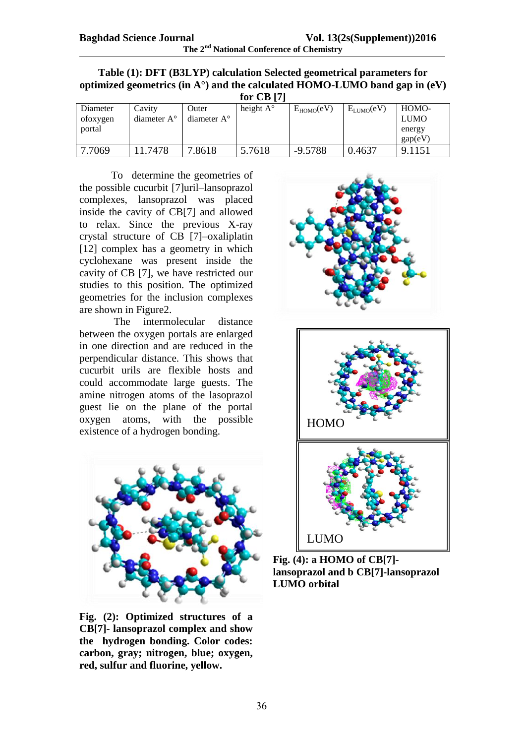**Table (1): DFT (B3LYP) calculation Selected geometrical parameters for optimized geometrics (in A°) and the calculated HOMO-LUMO band gap in (eV) for CB [7]**

| Diameter ofoxygen portal | Cavity diameter A° | Outer diameter A° | height A° | $E_{HOMO}$(eV) | $E_{LUMO}$(eV) | HOMO-LUMO energy gap(eV) |
|---|---|---|---|---|---|---|
| 7.7069 | 11.7478 | 7.8618 | 5.7618 | -9.5788 | 0.4637 | 9.1151 |

To determine the geometries of the possible cucurbit [7]uril–lansoprazol complexes, lansoprazol was placed inside the cavity of CB[7] and allowed to relax. Since the previous X-ray crystal structure of CB [7]–oxaliplatin [12] complex has a geometry in which cyclohexane was present inside the cavity of CB [7], we have restricted our studies to this position. The optimized geometries for the inclusion complexes are shown in Figure2.

The intermolecular distance between the oxygen portals are enlarged in one direction and are reduced in the perpendicular distance. This shows that cucurbit urils are flexible hosts and could accommodate large guests. The amine nitrogen atoms of the lasoprazol guest lie on the plane of the portal oxygen atoms, with the possible existence of a hydrogen bonding.

**Fig. (2): Optimized structures of a CB[7]- lansoprazol complex and show the hydrogen bonding. Color codes: carbon, gray; nitrogen, blue; oxygen, red, sulfur and fluorine, yellow.**

HOMO

LUMO

**Fig. (4): a HOMO of CB[7]-lansoprazol and b CB[7]-lansoprazol LUMO orbital**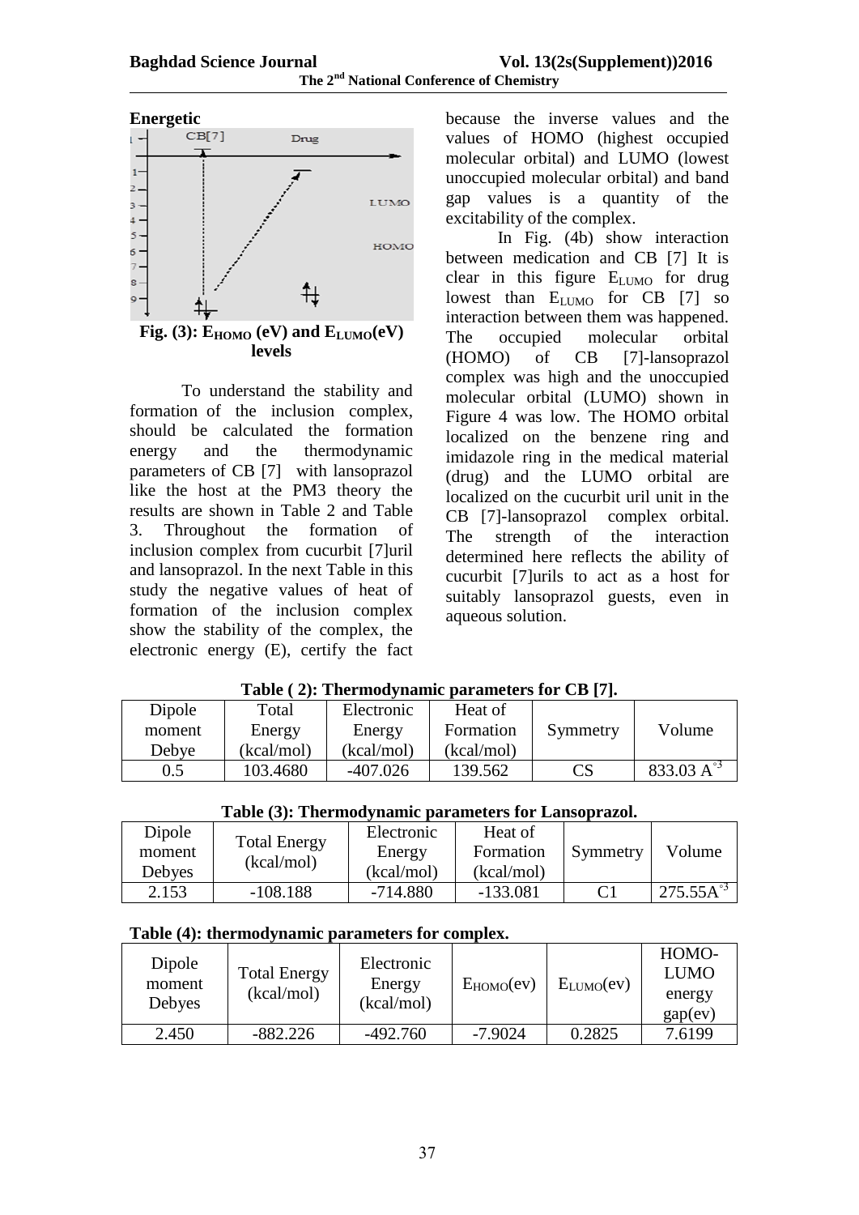**Energetic**

Fig. (3): $E_{HOMO}$ (eV) and $E_{LUMO}$(eV) levels

To understand the stability and formation of the inclusion complex, should be calculated the formation energy and the thermodynamic parameters of CB [7] with lansoprazol like the host at the PM3 theory the results are shown in Table 2 and Table 3. Throughout the formation of inclusion complex from cucurbit [7]uril and lansoprazol. In the next Table in this study the negative values of heat of formation of the inclusion complex show the stability of the complex, the electronic energy (E), certify the fact because the inverse values and the values of HOMO (highest occupied molecular orbital) and LUMO (lowest unoccupied molecular orbital) and band gap values is a quantity of the excitability of the complex.

In Fig. (4b) show interaction between medication and CB [7] It is clear in this figure $E_{LUMO}$ for drug lowest than $E_{LUMO}$ for CB [7] so interaction between them was happened. The occupied molecular orbital (HOMO) of CB [7]-lansoprazol complex was high and the unoccupied molecular orbital (LUMO) shown in Figure 4 was low. The HOMO orbital localized on the benzene ring and imidazole ring in the medical material (drug) and the LUMO orbital are localized on the cucurbit uril unit in the CB [7]-lansoprazol complex orbital. The strength of the interaction determined here reflects the ability of cucurbit [7]urils to act as a host for suitably lansoprazol guests, even in aqueous solution.

**Table ( 2): Thermodynamic parameters for CB [7].**

| Dipole moment Debye | Total Energy (kcal/mol) | Electronic Energy (kcal/mol) | Heat of Formation (kcal/mol) | Symmetry | Volume |
|---|---|---|---|---|---|
| 0.5 | 103.4680 | -407.026 | 139.562 | CS | 833.03 $A^{\circ 3}$ |

**Table (3): Thermodynamic parameters for Lansoprazol.**

| Dipole moment Debyes | Total Energy (kcal/mol) | Electronic Energy (kcal/mol) | Heat of Formation (kcal/mol) | Symmetry | Volume |
|---|---|---|---|---|---|
| 2.153 | -108.188 | -714.880 | -133.081 | C1 | 275.55$A^{\circ 3}$ |

**Table (4): thermodynamic parameters for complex.**

| Dipole moment Debyes | Total Energy (kcal/mol) | Electronic Energy (kcal/mol) | $E_{HOMO}$(ev) | $E_{LUMO}$(ev) | HOMO-LUMO energy gap(ev) |
|---|---|---|---|---|---|
| 2.450 | -882.226 | -492.760 | -7.9024 | 0.2825 | 7.6199 |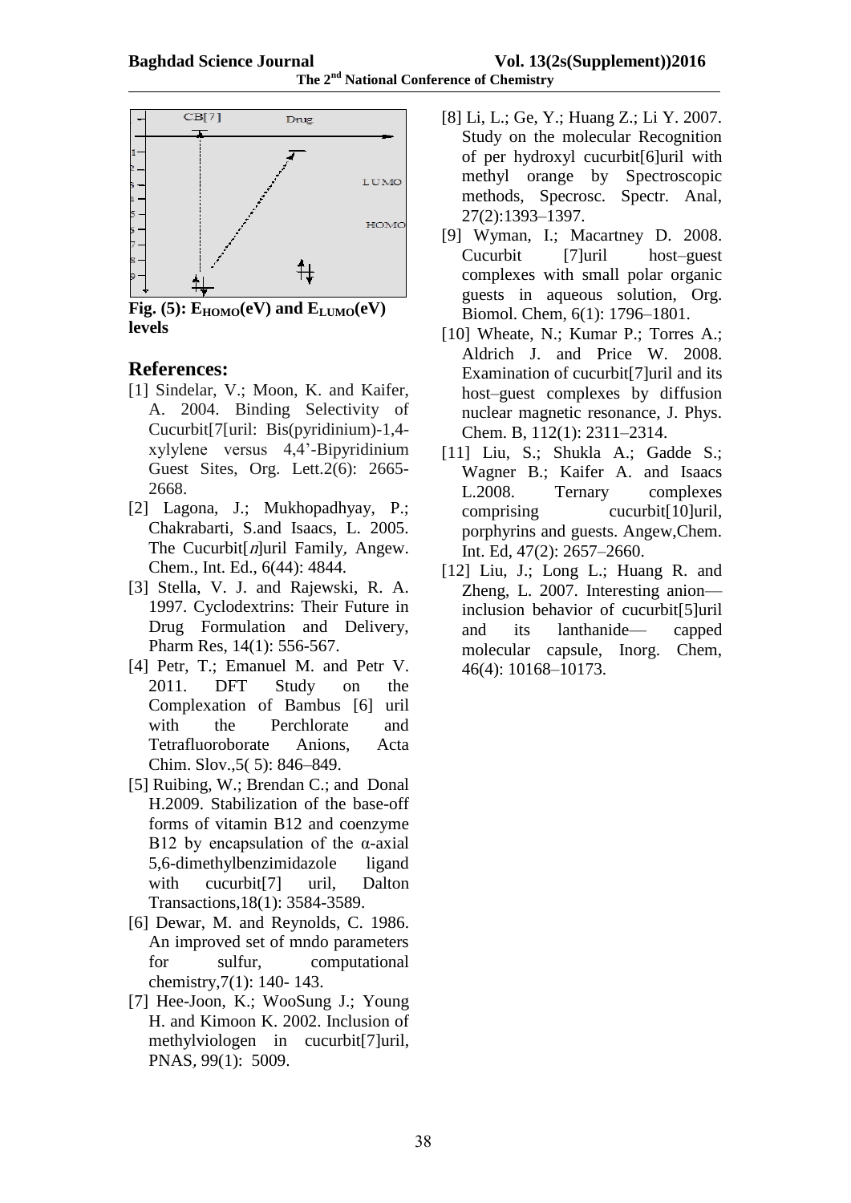Fig. (5): $E_{HOMO}$(eV) and $E_{LUMO}$(eV) levels

## References:

[1] Sindelar, V.; Moon, K. and Kaifer, A. 2004. Binding Selectivity of Cucurbit[7[uril: Bis(pyridinium)-1,4-xylylene versus 4,4'-Bipyridinium Guest Sites, Org. Lett.2(6): 2665-2668.

[2] Lagona, J.; Mukhopadhyay, P.; Chakrabarti, S.and Isaacs, L. 2005. The Cucurbit[*n*]uril Family, Angew. Chem., Int. Ed., 6(44): 4844.

[3] Stella, V. J. and Rajewski, R. A. 1997. Cyclodextrins: Their Future in Drug Formulation and Delivery, Pharm Res, 14(1): 556-567.

[4] Petr, T.; Emanuel M. and Petr V. 2011. DFT Study on the Complexation of Bambus [6] uril with the Perchlorate and Tetrafluoroborate Anions, Acta Chim. Slov.,5( 5): 846–849.

[5] Ruibing, W.; Brendan C.; and Donal H.2009. Stabilization of the base-off forms of vitamin B12 and coenzyme B12 by encapsulation of the α-axial 5,6-dimethylbenzimidazole ligand with cucurbit[7] uril, Dalton Transactions,18(1): 3584-3589.

[6] Dewar, M. and Reynolds, C. 1986. An improved set of mndo parameters for sulfur, computational chemistry,7(1): 140- 143.

[7] Hee-Joon, K.; WooSung J.; Young H. and Kimoon K. 2002. Inclusion of methylviologen in cucurbit[7]uril, PNAS, 99(1): 5009.

[8] Li, L.; Ge, Y.; Huang Z.; Li Y. 2007. Study on the molecular Recognition of per hydroxyl cucurbit[6]uril with methyl orange by Spectroscopic methods, Specrosc. Spectr. Anal, 27(2):1393–1397.

[9] Wyman, I.; Macartney D. 2008. Cucurbit [7]uril host–guest complexes with small polar organic guests in aqueous solution, Org. Biomol. Chem, 6(1): 1796–1801.

[10] Wheate, N.; Kumar P.; Torres A.; Aldrich J. and Price W. 2008. Examination of cucurbit[7]uril and its host–guest complexes by diffusion nuclear magnetic resonance, J. Phys. Chem. B, 112(1): 2311–2314.

[11] Liu, S.; Shukla A.; Gadde S.; Wagner B.; Kaifer A. and Isaacs L.2008. Ternary complexes comprising cucurbit[10]uril, porphyrins and guests. Angew,Chem. Int. Ed, 47(2): 2657–2660.

[12] Liu, J.; Long L.; Huang R. and Zheng, L. 2007. Interesting anion—inclusion behavior of cucurbit[5]uril and its lanthanide— capped molecular capsule, Inorg. Chem, 46(4): 10168–10173.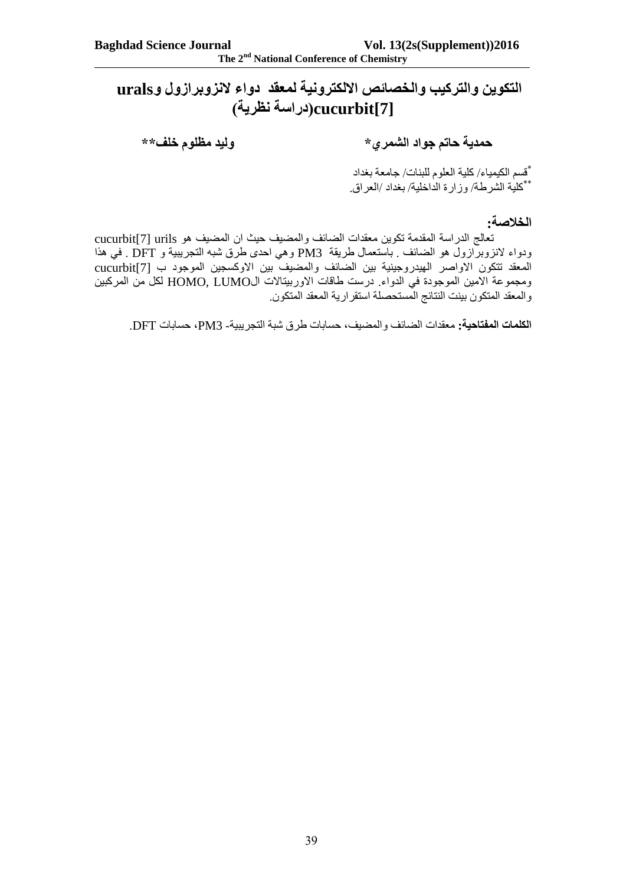# التكوين والتركيب والخصائص الالكترونية لمعقد دواء لانزوبرازول وurals cucurbit[7](دراسة نظرية)

**حمدية حاتم جواد الشمري*** **وليد مظلوم خلف****

*قسم الكيمياء/ كلية العلوم للبنات/ جامعة بغداد
**كلية الشرطة/ وزارة الداخلية/ بغداد /العراق.

## الخلاصة:

تعالج الدراسة المقدمة تكوين معقدات الضائف والمضيف حيث ان المضيف هو cucurbit[7] urils ودواء لانزوبرازول هو الضائف . باستعمال طريقة PM3 وهي احدى طرق شبه التجريبية و DFT . في هذا المعقد تتكون الاواصر الهيدروجينية بين الضائف والمضيف بين الاوكسجين الموجود ب cucurbit[7] ومجموعة الامين الموجودة في الدواء. درست طاقات الاوربيتالات الHOMO, LUMO لكل من المركبين والمعقد المتكون بينت النتائج المستحصلة استقرارية المعقد المتكون.

**الكلمات المفتاحية:** معقدات الضائف والمضيف، حسابات طرق شبة التجريبية- PM3، حسابات DFT.